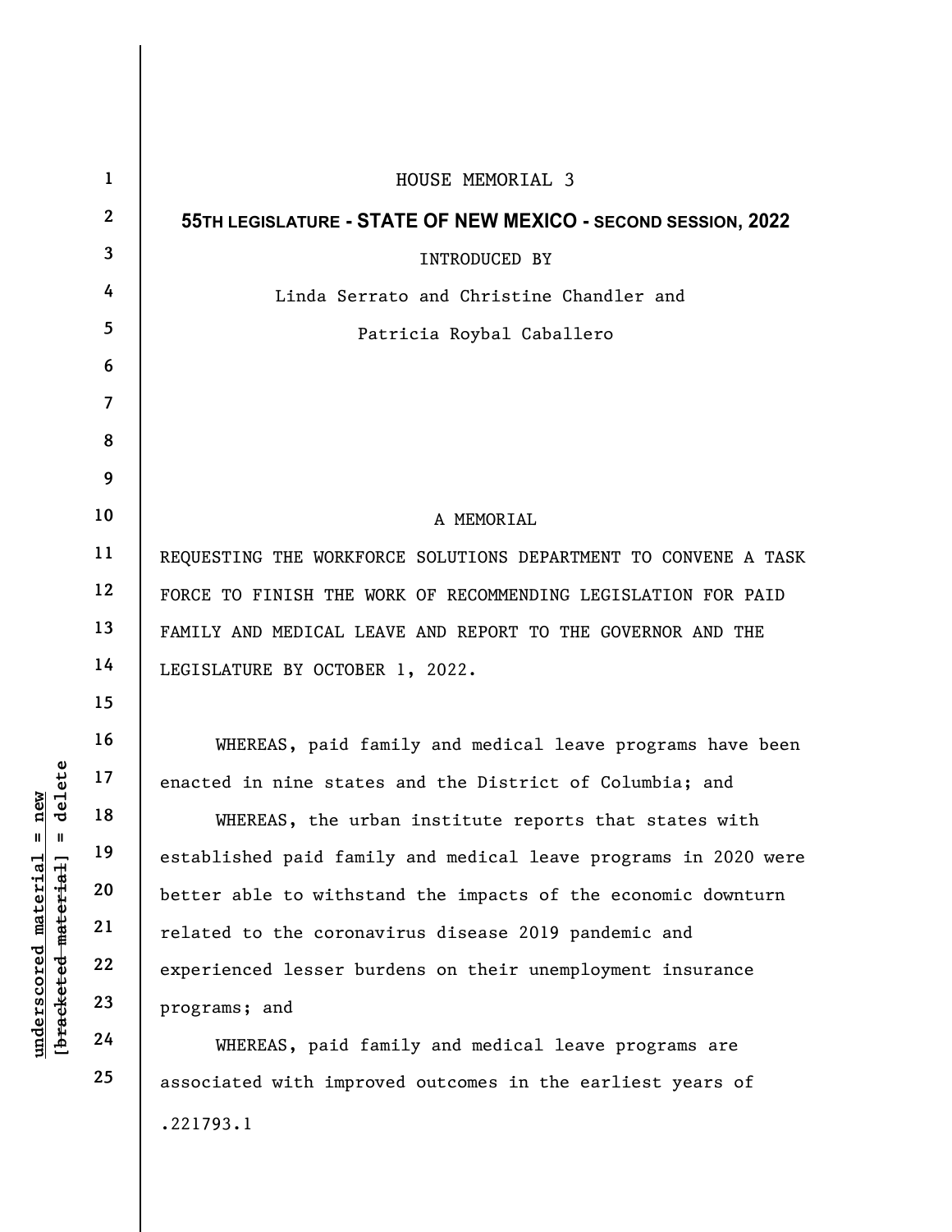# HOUSE MEMORIAL 3

**55TH LEGISLATURE - STATE OF NEW MEXICO - SECOND SESSION, 2022**

INTRODUCED BY

Linda Serrato and Christine Chandler and

Patricia Roybal Caballero

A MEMORIAL

REQUESTING THE WORKFORCE SOLUTIONS DEPARTMENT TO CONVENE A TASK FORCE TO FINISH THE WORK OF RECOMMENDING LEGISLATION FOR PAID FAMILY AND MEDICAL LEAVE AND REPORT TO THE GOVERNOR AND THE LEGISLATURE BY OCTOBER 1, 2022.

WHEREAS, paid family and medical leave programs have been enacted in nine states and the District of Columbia; and

WHEREAS, the urban institute reports that states with established paid family and medical leave programs in 2020 were better able to withstand the impacts of the economic downturn related to the coronavirus disease 2019 pandemic and experienced lesser burdens on their unemployment insurance programs; and

WHEREAS, paid family and medical leave programs are associated with improved outcomes in the earliest years of

.221793.1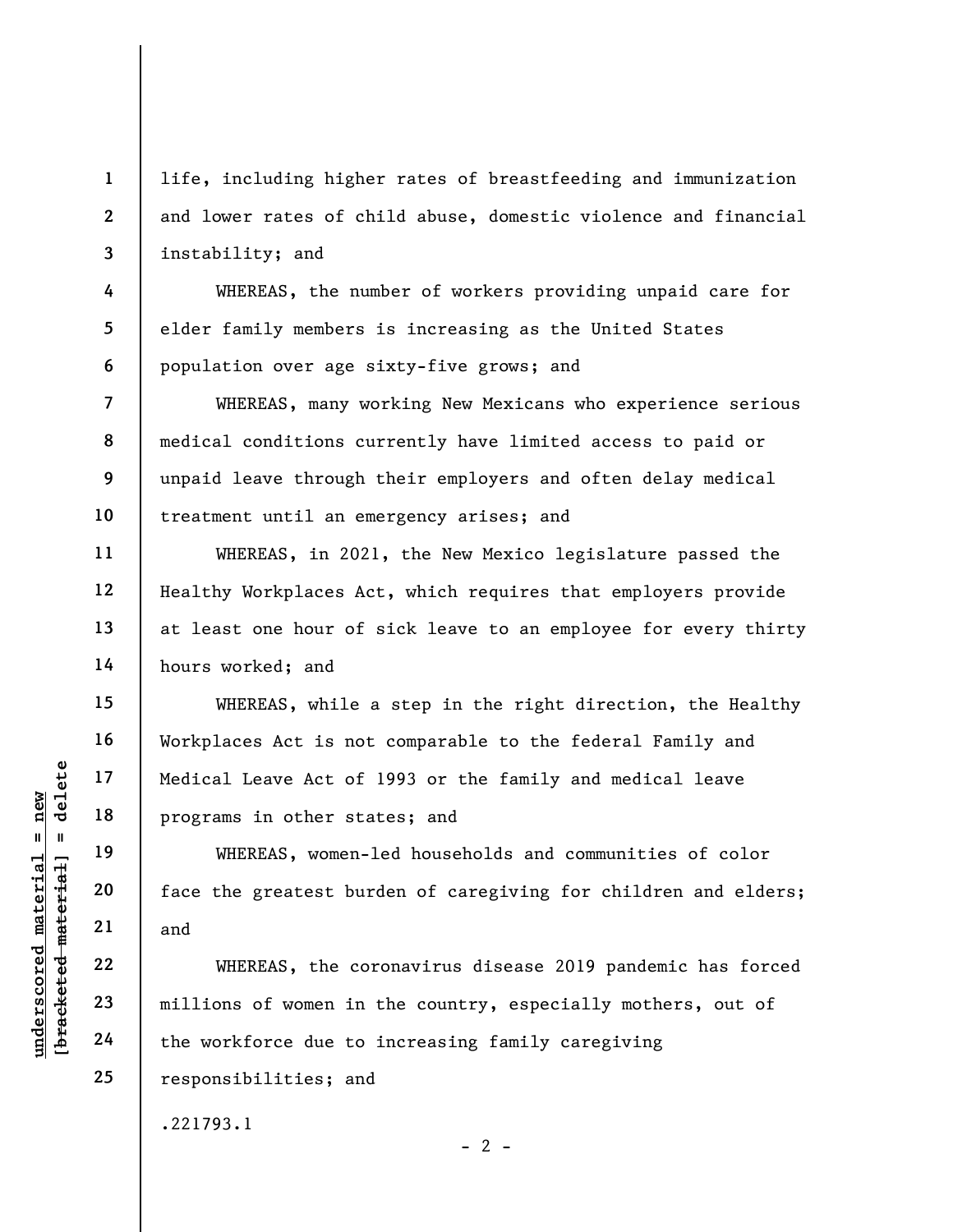life, including higher rates of breastfeeding and immunization and lower rates of child abuse, domestic violence and financial instability; and

WHEREAS, the number of workers providing unpaid care for elder family members is increasing as the United States population over age sixty-five grows; and

WHEREAS, many working New Mexicans who experience serious medical conditions currently have limited access to paid or unpaid leave through their employers and often delay medical treatment until an emergency arises; and

WHEREAS, in 2021, the New Mexico legislature passed the Healthy Workplaces Act, which requires that employers provide at least one hour of sick leave to an employee for every thirty hours worked; and

WHEREAS, while a step in the right direction, the Healthy Workplaces Act is not comparable to the federal Family and Medical Leave Act of 1993 or the family and medical leave programs in other states; and

WHEREAS, women-led households and communities of color face the greatest burden of caregiving for children and elders; and

WHEREAS, the coronavirus disease 2019 pandemic has forced millions of women in the country, especially mothers, out of the workforce due to increasing family caregiving responsibilities; and

.221793.1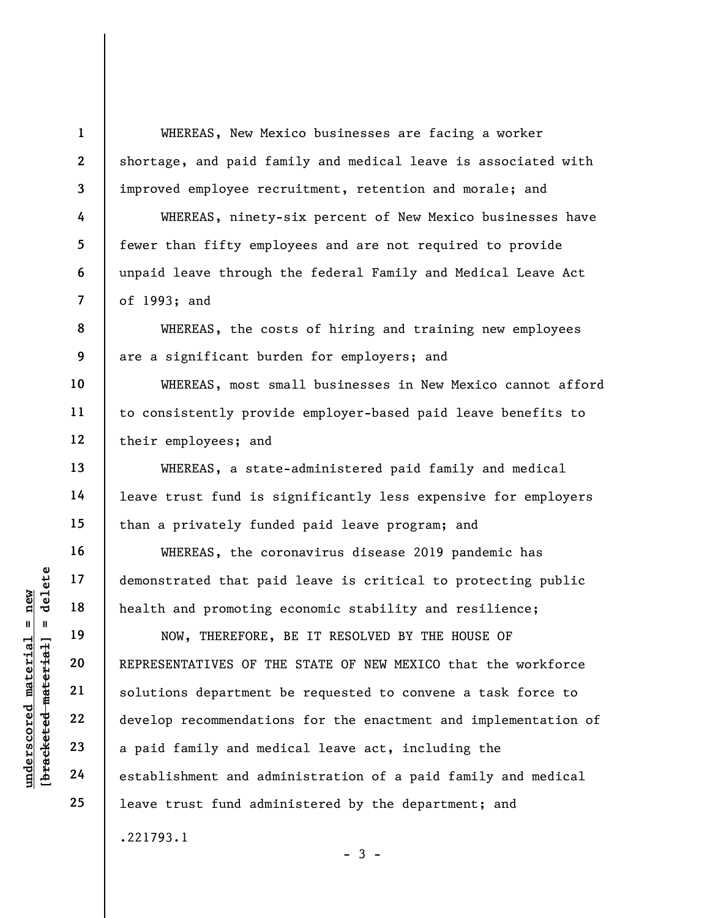WHEREAS, New Mexico businesses are facing a worker shortage, and paid family and medical leave is associated with improved employee recruitment, retention and morale; and

WHEREAS, ninety-six percent of New Mexico businesses have fewer than fifty employees and are not required to provide unpaid leave through the federal Family and Medical Leave Act of 1993; and

WHEREAS, the costs of hiring and training new employees are a significant burden for employers; and

WHEREAS, most small businesses in New Mexico cannot afford to consistently provide employer-based paid leave benefits to their employees; and

WHEREAS, a state-administered paid family and medical leave trust fund is significantly less expensive for employers than a privately funded paid leave program; and

WHEREAS, the coronavirus disease 2019 pandemic has demonstrated that paid leave is critical to protecting public health and promoting economic stability and resilience;

NOW, THEREFORE, BE IT RESOLVED BY THE HOUSE OF REPRESENTATIVES OF THE STATE OF NEW MEXICO that the workforce solutions department be requested to convene a task force to develop recommendations for the enactment and implementation of a paid family and medical leave act, including the establishment and administration of a paid family and medical leave trust fund administered by the department; and

.221793.1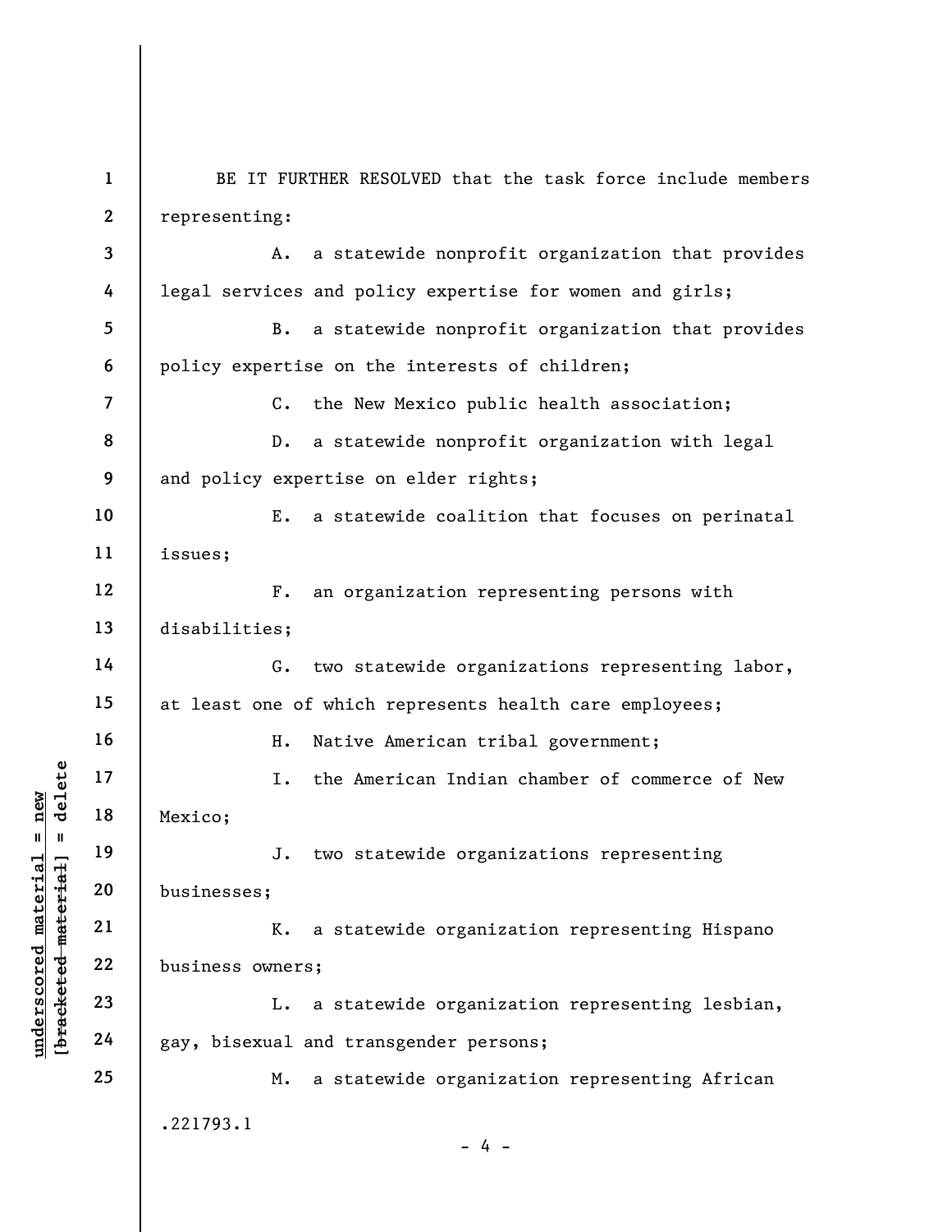BE IT FURTHER RESOLVED that the task force include members representing:

A. a statewide nonprofit organization that provides legal services and policy expertise for women and girls;

B. a statewide nonprofit organization that provides policy expertise on the interests of children;

C. the New Mexico public health association;

D. a statewide nonprofit organization with legal and policy expertise on elder rights;

E. a statewide coalition that focuses on perinatal issues;

F. an organization representing persons with disabilities;

G. two statewide organizations representing labor, at least one of which represents health care employees;

H. Native American tribal government;

I. the American Indian chamber of commerce of New Mexico;

J. two statewide organizations representing businesses;

K. a statewide organization representing Hispano business owners;

L. a statewide organization representing lesbian, gay, bisexual and transgender persons;

M. a statewide organization representing African

.221793.1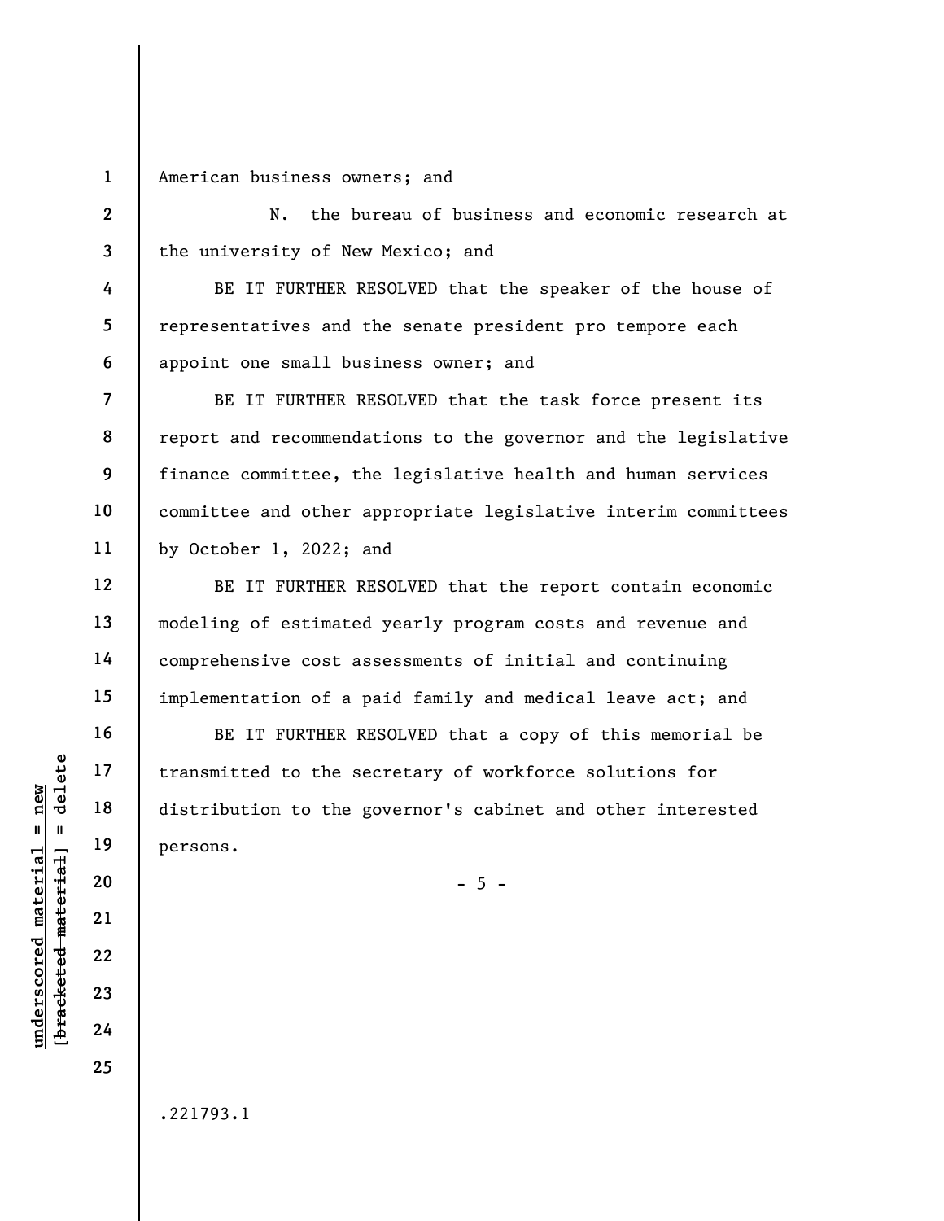American business owners; and

N. the bureau of business and economic research at the university of New Mexico; and

BE IT FURTHER RESOLVED that the speaker of the house of representatives and the senate president pro tempore each appoint one small business owner; and

BE IT FURTHER RESOLVED that the task force present its report and recommendations to the governor and the legislative finance committee, the legislative health and human services committee and other appropriate legislative interim committees by October 1, 2022; and

BE IT FURTHER RESOLVED that the report contain economic modeling of estimated yearly program costs and revenue and comprehensive cost assessments of initial and continuing implementation of a paid family and medical leave act; and

BE IT FURTHER RESOLVED that a copy of this memorial be transmitted to the secretary of workforce solutions for distribution to the governor's cabinet and other interested persons.

.221793.1